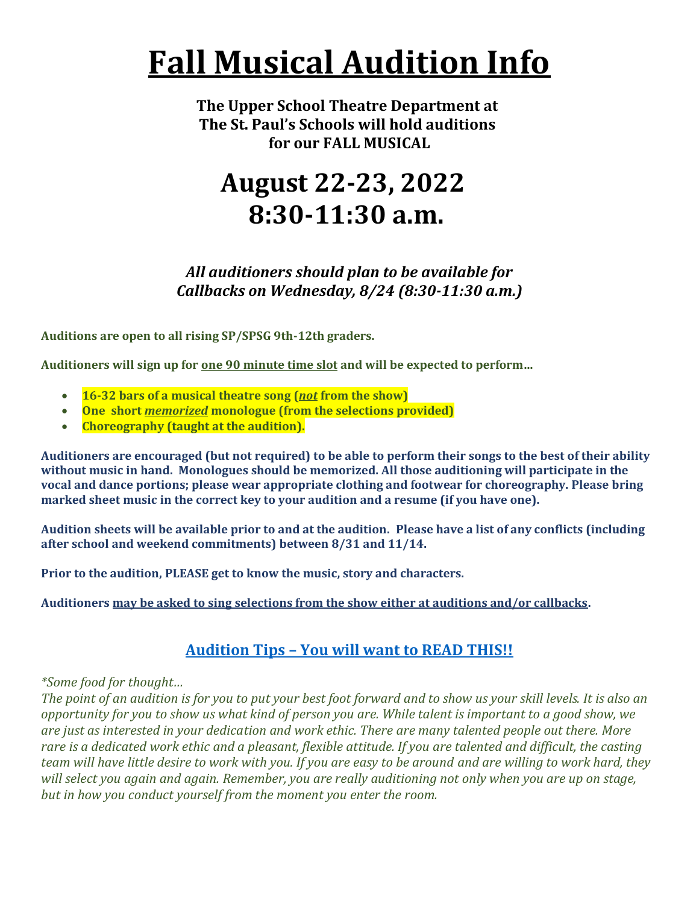# Fall Musical Audition Info

**The Upper School Theatre Department at The St. Paul's Schools will hold auditions for our FALL MUSICAL**

# August 22-23, 2022 8:30-11:30 a.m.

***All auditioners should plan to be available for Callbacks on Wednesday, 8/24 (8:30-11:30 a.m.)***

**Auditions are open to all rising SP/SPSG 9th-12th graders.**

**Auditioners will sign up for one 90 minute time slot and will be expected to perform…**

- **16-32 bars of a musical theatre song (*not* from the show)**
- **One short *memorized* monologue (from the selections provided)**
- **Choreography (taught at the audition).**

**Auditioners are encouraged (but not required) to be able to perform their songs to the best of their ability without music in hand. Monologues should be memorized. All those auditioning will participate in the vocal and dance portions; please wear appropriate clothing and footwear for choreography. Please bring marked sheet music in the correct key to your audition and a resume (if you have one).**

**Audition sheets will be available prior to and at the audition. Please have a list of any conflicts (including after school and weekend commitments) between 8/31 and 11/14.**

**Prior to the audition, PLEASE get to know the music, story and characters.**

**Auditioners may be asked to sing selections from the show either at auditions and/or callbacks.**

## Audition Tips – You will want to READ THIS!!

*\*Some food for thought…*

*The point of an audition is for you to put your best foot forward and to show us your skill levels. It is also an opportunity for you to show us what kind of person you are. While talent is important to a good show, we are just as interested in your dedication and work ethic. There are many talented people out there. More rare is a dedicated work ethic and a pleasant, flexible attitude. If you are talented and difficult, the casting team will have little desire to work with you. If you are easy to be around and are willing to work hard, they will select you again and again. Remember, you are really auditioning not only when you are up on stage, but in how you conduct yourself from the moment you enter the room.*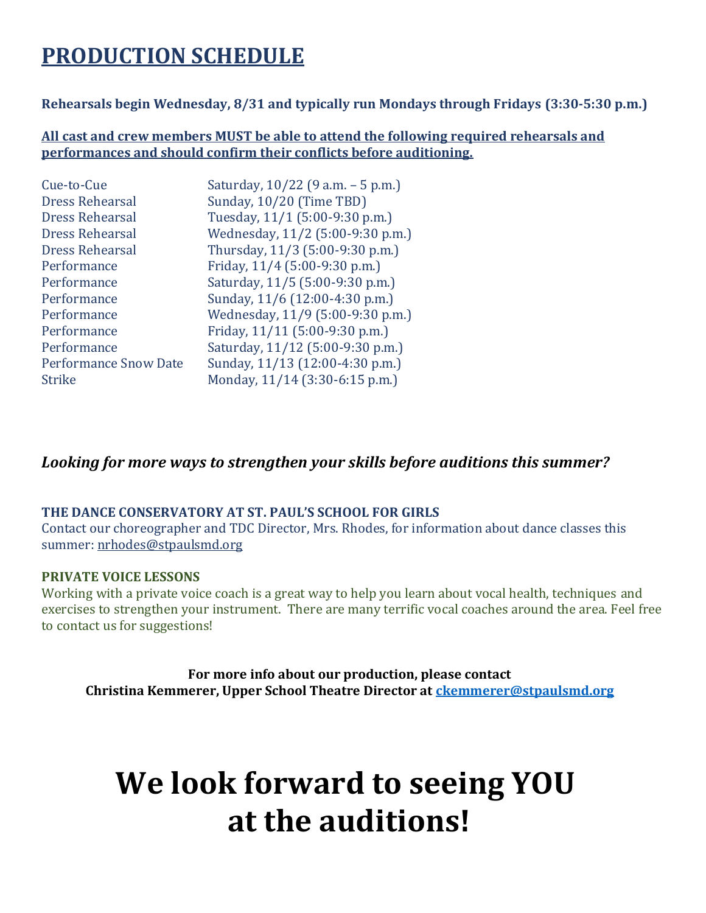# PRODUCTION SCHEDULE

**Rehearsals begin Wednesday, 8/31 and typically run Mondays through Fridays (3:30-5:30 p.m.)**

**All cast and crew members MUST be able to attend the following required rehearsals and performances and should confirm their conflicts before auditioning.**

| | |
|---|---|
| Cue-to-Cue | Saturday, 10/22 (9 a.m. – 5 p.m.) |
| Dress Rehearsal | Sunday, 10/20 (Time TBD) |
| Dress Rehearsal | Tuesday, 11/1 (5:00-9:30 p.m.) |
| Dress Rehearsal | Wednesday, 11/2 (5:00-9:30 p.m.) |
| Dress Rehearsal | Thursday, 11/3 (5:00-9:30 p.m.) |
| Performance | Friday, 11/4 (5:00-9:30 p.m.) |
| Performance | Saturday, 11/5 (5:00-9:30 p.m.) |
| Performance | Sunday, 11/6 (12:00-4:30 p.m.) |
| Performance | Wednesday, 11/9 (5:00-9:30 p.m.) |
| Performance | Friday, 11/11 (5:00-9:30 p.m.) |
| Performance | Saturday, 11/12 (5:00-9:30 p.m.) |
| Performance Snow Date | Sunday, 11/13 (12:00-4:30 p.m.) |
| Strike | Monday, 11/14 (3:30-6:15 p.m.) |

## *Looking for more ways to strengthen your skills before auditions this summer?*

**THE DANCE CONSERVATORY AT ST. PAUL'S SCHOOL FOR GIRLS**

Contact our choreographer and TDC Director, Mrs. Rhodes, for information about dance classes this summer: nrhodes@stpaulsmd.org

**PRIVATE VOICE LESSONS**

Working with a private voice coach is a great way to help you learn about vocal health, techniques and exercises to strengthen your instrument. There are many terrific vocal coaches around the area. Feel free to contact us for suggestions!

**For more info about our production, please contact**
**Christina Kemmerer, Upper School Theatre Director at ckemmerer@stpaulsmd.org**

# We look forward to seeing YOU at the auditions!